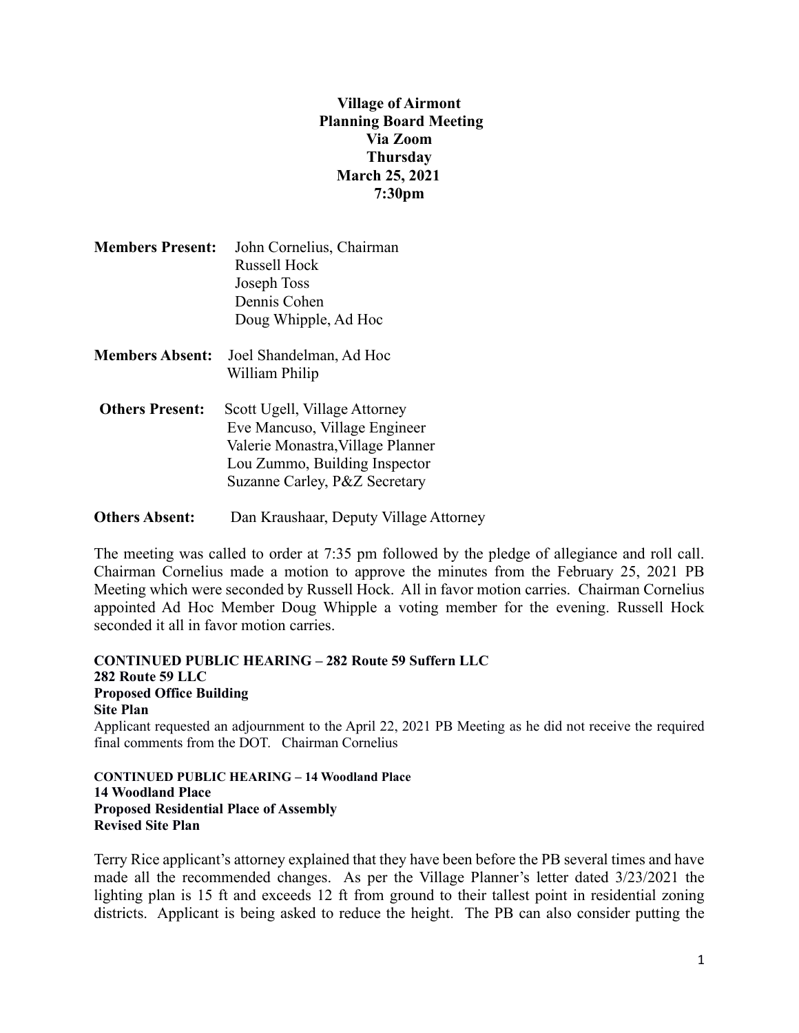**Village of Airmont**
**Planning Board Meeting**
**Via Zoom**
**Thursday**
**March 25, 2021**
**7:30pm**

**Members Present:** John Cornelius, Chairman
Russell Hock
Joseph Toss
Dennis Cohen
Doug Whipple, Ad Hoc

**Members Absent:** Joel Shandelman, Ad Hoc
William Philip

**Others Present:** Scott Ugell, Village Attorney
Eve Mancuso, Village Engineer
Valerie Monastra, Village Planner
Lou Zummo, Building Inspector
Suzanne Carley, P&Z Secretary

**Others Absent:** Dan Kraushaar, Deputy Village Attorney

The meeting was called to order at 7:35 pm followed by the pledge of allegiance and roll call. Chairman Cornelius made a motion to approve the minutes from the February 25, 2021 PB Meeting which were seconded by Russell Hock. All in favor motion carries. Chairman Cornelius appointed Ad Hoc Member Doug Whipple a voting member for the evening. Russell Hock seconded it all in favor motion carries.

**CONTINUED PUBLIC HEARING – 282 Route 59 Suffern LLC**
**282 Route 59 LLC**
**Proposed Office Building**
**Site Plan**

Applicant requested an adjournment to the April 22, 2021 PB Meeting as he did not receive the required final comments from the DOT. Chairman Cornelius

**CONTINUED PUBLIC HEARING – 14 Woodland Place**
**14 Woodland Place**
**Proposed Residential Place of Assembly**
**Revised Site Plan**

Terry Rice applicant's attorney explained that they have been before the PB several times and have made all the recommended changes. As per the Village Planner's letter dated 3/23/2021 the lighting plan is 15 ft and exceeds 12 ft from ground to their tallest point in residential zoning districts. Applicant is being asked to reduce the height. The PB can also consider putting the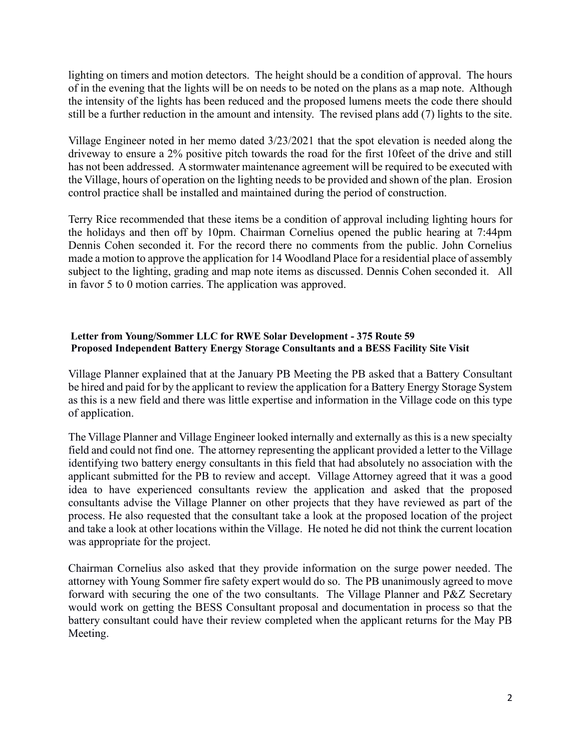lighting on timers and motion detectors. The height should be a condition of approval. The hours of in the evening that the lights will be on needs to be noted on the plans as a map note. Although the intensity of the lights has been reduced and the proposed lumens meets the code there should still be a further reduction in the amount and intensity. The revised plans add (7) lights to the site.

Village Engineer noted in her memo dated 3/23/2021 that the spot elevation is needed along the driveway to ensure a 2% positive pitch towards the road for the first 10feet of the drive and still has not been addressed. A stormwater maintenance agreement will be required to be executed with the Village, hours of operation on the lighting needs to be provided and shown of the plan. Erosion control practice shall be installed and maintained during the period of construction.

Terry Rice recommended that these items be a condition of approval including lighting hours for the holidays and then off by 10pm. Chairman Cornelius opened the public hearing at 7:44pm Dennis Cohen seconded it. For the record there no comments from the public. John Cornelius made a motion to approve the application for 14 Woodland Place for a residential place of assembly subject to the lighting, grading and map note items as discussed. Dennis Cohen seconded it. All in favor 5 to 0 motion carries. The application was approved.

**Letter from Young/Sommer LLC for RWE Solar Development - 375 Route 59**
**Proposed Independent Battery Energy Storage Consultants and a BESS Facility Site Visit**

Village Planner explained that at the January PB Meeting the PB asked that a Battery Consultant be hired and paid for by the applicant to review the application for a Battery Energy Storage System as this is a new field and there was little expertise and information in the Village code on this type of application.

The Village Planner and Village Engineer looked internally and externally as this is a new specialty field and could not find one. The attorney representing the applicant provided a letter to the Village identifying two battery energy consultants in this field that had absolutely no association with the applicant submitted for the PB to review and accept. Village Attorney agreed that it was a good idea to have experienced consultants review the application and asked that the proposed consultants advise the Village Planner on other projects that they have reviewed as part of the process. He also requested that the consultant take a look at the proposed location of the project and take a look at other locations within the Village. He noted he did not think the current location was appropriate for the project.

Chairman Cornelius also asked that they provide information on the surge power needed. The attorney with Young Sommer fire safety expert would do so. The PB unanimously agreed to move forward with securing the one of the two consultants. The Village Planner and P&Z Secretary would work on getting the BESS Consultant proposal and documentation in process so that the battery consultant could have their review completed when the applicant returns for the May PB Meeting.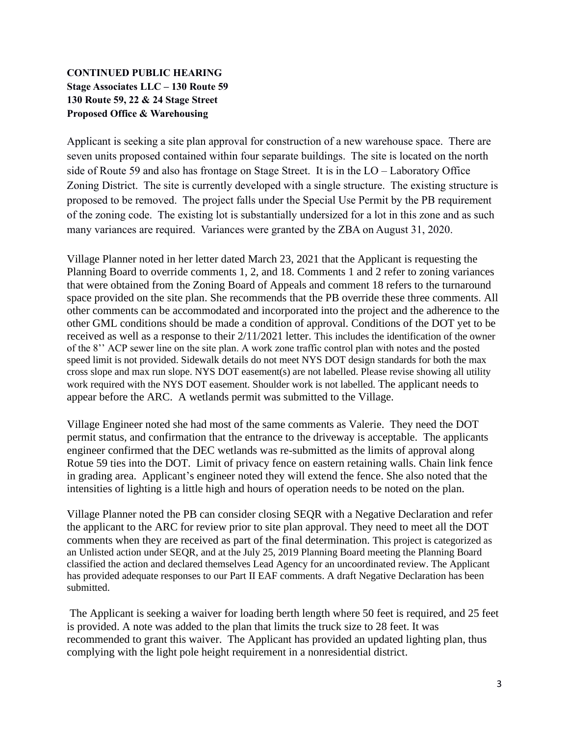**CONTINUED PUBLIC HEARING**
**Stage Associates LLC – 130 Route 59**
**130 Route 59, 22 & 24 Stage Street**
**Proposed Office & Warehousing**

Applicant is seeking a site plan approval for construction of a new warehouse space. There are seven units proposed contained within four separate buildings. The site is located on the north side of Route 59 and also has frontage on Stage Street. It is in the LO – Laboratory Office Zoning District. The site is currently developed with a single structure. The existing structure is proposed to be removed. The project falls under the Special Use Permit by the PB requirement of the zoning code. The existing lot is substantially undersized for a lot in this zone and as such many variances are required. Variances were granted by the ZBA on August 31, 2020.

Village Planner noted in her letter dated March 23, 2021 that the Applicant is requesting the Planning Board to override comments 1, 2, and 18. Comments 1 and 2 refer to zoning variances that were obtained from the Zoning Board of Appeals and comment 18 refers to the turnaround space provided on the site plan. She recommends that the PB override these three comments. All other comments can be accommodated and incorporated into the project and the adherence to the other GML conditions should be made a condition of approval. Conditions of the DOT yet to be received as well as a response to their 2/11/2021 letter. This includes the identification of the owner of the 8'' ACP sewer line on the site plan. A work zone traffic control plan with notes and the posted speed limit is not provided. Sidewalk details do not meet NYS DOT design standards for both the max cross slope and max run slope. NYS DOT easement(s) are not labelled. Please revise showing all utility work required with the NYS DOT easement. Shoulder work is not labelled. The applicant needs to appear before the ARC. A wetlands permit was submitted to the Village.

Village Engineer noted she had most of the same comments as Valerie. They need the DOT permit status, and confirmation that the entrance to the driveway is acceptable. The applicants engineer confirmed that the DEC wetlands was re-submitted as the limits of approval along Rotue 59 ties into the DOT. Limit of privacy fence on eastern retaining walls. Chain link fence in grading area. Applicant's engineer noted they will extend the fence. She also noted that the intensities of lighting is a little high and hours of operation needs to be noted on the plan.

Village Planner noted the PB can consider closing SEQR with a Negative Declaration and refer the applicant to the ARC for review prior to site plan approval. They need to meet all the DOT comments when they are received as part of the final determination. This project is categorized as an Unlisted action under SEQR, and at the July 25, 2019 Planning Board meeting the Planning Board classified the action and declared themselves Lead Agency for an uncoordinated review. The Applicant has provided adequate responses to our Part II EAF comments. A draft Negative Declaration has been submitted.

The Applicant is seeking a waiver for loading berth length where 50 feet is required, and 25 feet is provided. A note was added to the plan that limits the truck size to 28 feet. It was recommended to grant this waiver. The Applicant has provided an updated lighting plan, thus complying with the light pole height requirement in a nonresidential district.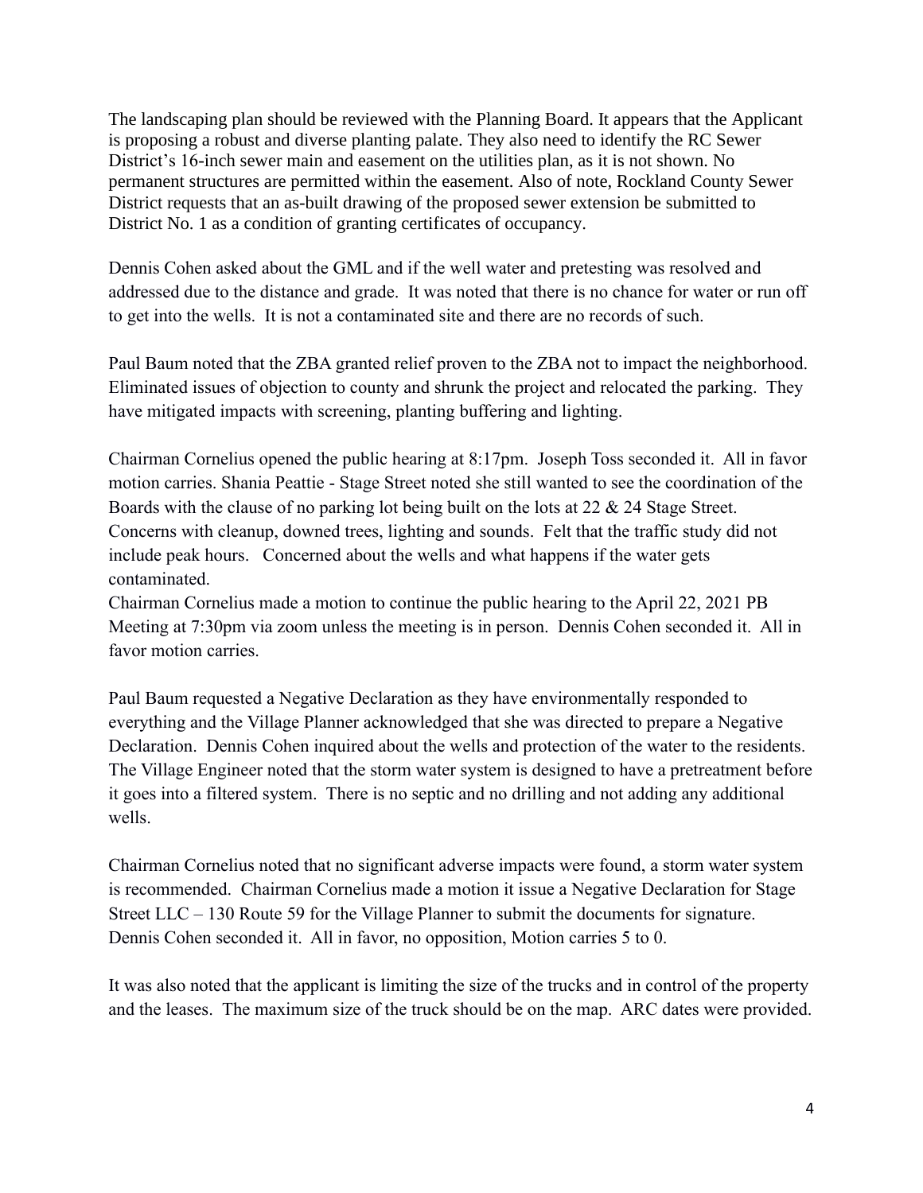The landscaping plan should be reviewed with the Planning Board. It appears that the Applicant is proposing a robust and diverse planting palate. They also need to identify the RC Sewer District's 16-inch sewer main and easement on the utilities plan, as it is not shown. No permanent structures are permitted within the easement. Also of note, Rockland County Sewer District requests that an as-built drawing of the proposed sewer extension be submitted to District No. 1 as a condition of granting certificates of occupancy.

Dennis Cohen asked about the GML and if the well water and pretesting was resolved and addressed due to the distance and grade. It was noted that there is no chance for water or run off to get into the wells. It is not a contaminated site and there are no records of such.

Paul Baum noted that the ZBA granted relief proven to the ZBA not to impact the neighborhood. Eliminated issues of objection to county and shrunk the project and relocated the parking. They have mitigated impacts with screening, planting buffering and lighting.

Chairman Cornelius opened the public hearing at 8:17pm. Joseph Toss seconded it. All in favor motion carries. Shania Peattie - Stage Street noted she still wanted to see the coordination of the Boards with the clause of no parking lot being built on the lots at 22 & 24 Stage Street. Concerns with cleanup, downed trees, lighting and sounds. Felt that the traffic study did not include peak hours. Concerned about the wells and what happens if the water gets contaminated.
Chairman Cornelius made a motion to continue the public hearing to the April 22, 2021 PB Meeting at 7:30pm via zoom unless the meeting is in person. Dennis Cohen seconded it. All in favor motion carries.

Paul Baum requested a Negative Declaration as they have environmentally responded to everything and the Village Planner acknowledged that she was directed to prepare a Negative Declaration. Dennis Cohen inquired about the wells and protection of the water to the residents. The Village Engineer noted that the storm water system is designed to have a pretreatment before it goes into a filtered system. There is no septic and no drilling and not adding any additional wells.

Chairman Cornelius noted that no significant adverse impacts were found, a storm water system is recommended. Chairman Cornelius made a motion it issue a Negative Declaration for Stage Street LLC – 130 Route 59 for the Village Planner to submit the documents for signature. Dennis Cohen seconded it. All in favor, no opposition, Motion carries 5 to 0.

It was also noted that the applicant is limiting the size of the trucks and in control of the property and the leases. The maximum size of the truck should be on the map. ARC dates were provided.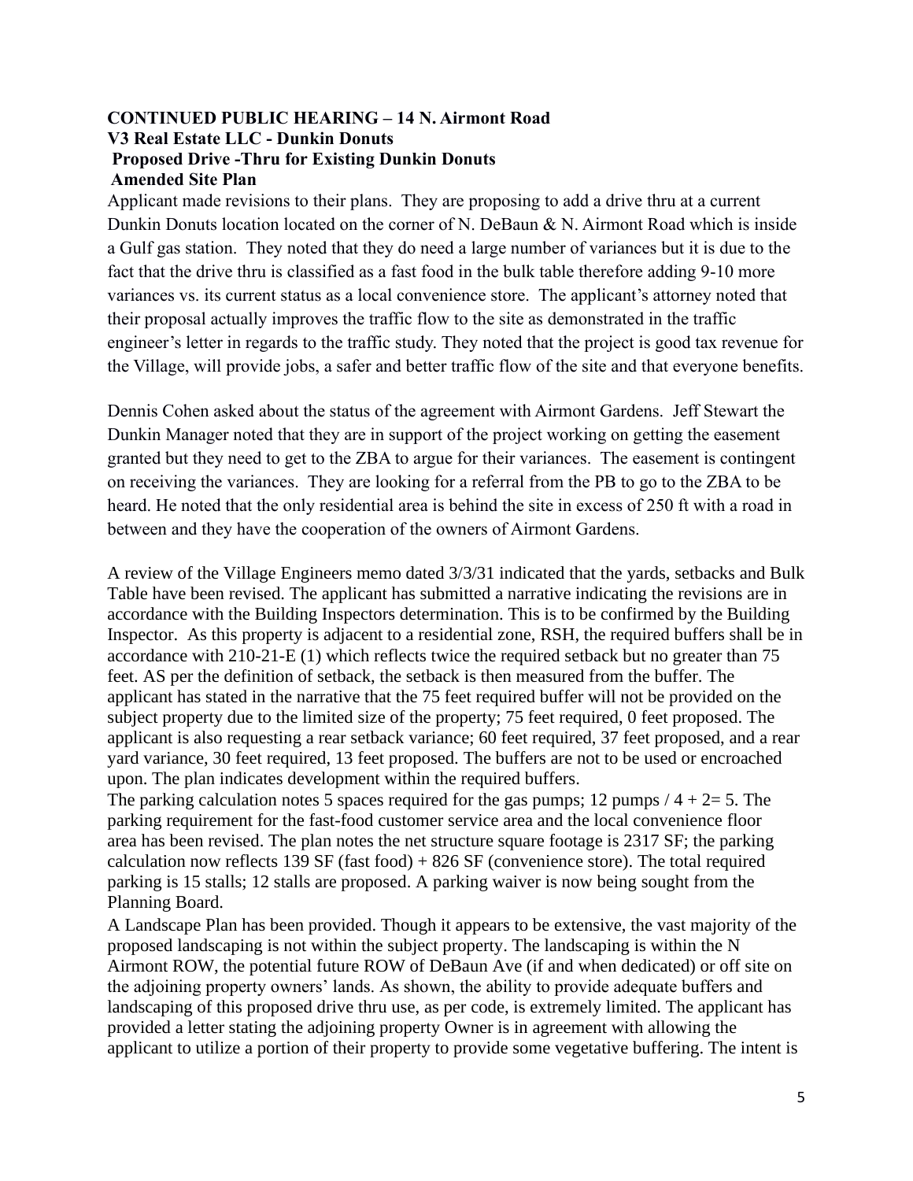**CONTINUED PUBLIC HEARING – 14 N. Airmont Road**
**V3 Real Estate LLC - Dunkin Donuts**
**Proposed Drive -Thru for Existing Dunkin Donuts**
**Amended Site Plan**

Applicant made revisions to their plans. They are proposing to add a drive thru at a current Dunkin Donuts location located on the corner of N. DeBaun & N. Airmont Road which is inside a Gulf gas station. They noted that they do need a large number of variances but it is due to the fact that the drive thru is classified as a fast food in the bulk table therefore adding 9-10 more variances vs. its current status as a local convenience store. The applicant's attorney noted that their proposal actually improves the traffic flow to the site as demonstrated in the traffic engineer's letter in regards to the traffic study. They noted that the project is good tax revenue for the Village, will provide jobs, a safer and better traffic flow of the site and that everyone benefits.

Dennis Cohen asked about the status of the agreement with Airmont Gardens. Jeff Stewart the Dunkin Manager noted that they are in support of the project working on getting the easement granted but they need to get to the ZBA to argue for their variances. The easement is contingent on receiving the variances. They are looking for a referral from the PB to go to the ZBA to be heard. He noted that the only residential area is behind the site in excess of 250 ft with a road in between and they have the cooperation of the owners of Airmont Gardens.

A review of the Village Engineers memo dated 3/3/31 indicated that the yards, setbacks and Bulk Table have been revised. The applicant has submitted a narrative indicating the revisions are in accordance with the Building Inspectors determination. This is to be confirmed by the Building Inspector. As this property is adjacent to a residential zone, RSH, the required buffers shall be in accordance with 210-21-E (1) which reflects twice the required setback but no greater than 75 feet. AS per the definition of setback, the setback is then measured from the buffer. The applicant has stated in the narrative that the 75 feet required buffer will not be provided on the subject property due to the limited size of the property; 75 feet required, 0 feet proposed. The applicant is also requesting a rear setback variance; 60 feet required, 37 feet proposed, and a rear yard variance, 30 feet required, 13 feet proposed. The buffers are not to be used or encroached upon. The plan indicates development within the required buffers.

The parking calculation notes 5 spaces required for the gas pumps; 12 pumps / 4 + 2= 5. The parking requirement for the fast-food customer service area and the local convenience floor area has been revised. The plan notes the net structure square footage is 2317 SF; the parking calculation now reflects 139 SF (fast food) + 826 SF (convenience store). The total required parking is 15 stalls; 12 stalls are proposed. A parking waiver is now being sought from the Planning Board.

A Landscape Plan has been provided. Though it appears to be extensive, the vast majority of the proposed landscaping is not within the subject property. The landscaping is within the N Airmont ROW, the potential future ROW of DeBaun Ave (if and when dedicated) or off site on the adjoining property owners' lands. As shown, the ability to provide adequate buffers and landscaping of this proposed drive thru use, as per code, is extremely limited. The applicant has provided a letter stating the adjoining property Owner is in agreement with allowing the applicant to utilize a portion of their property to provide some vegetative buffering. The intent is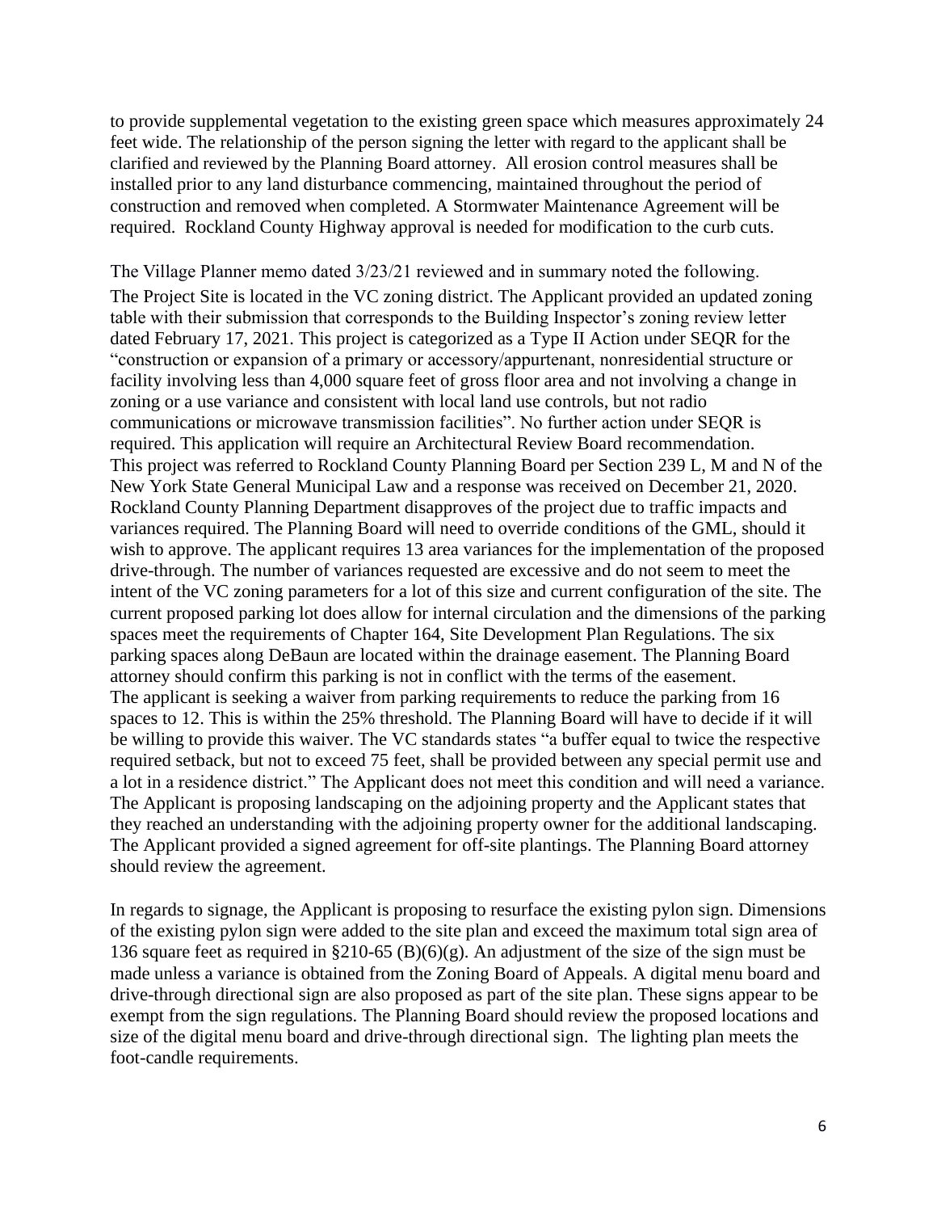to provide supplemental vegetation to the existing green space which measures approximately 24 feet wide. The relationship of the person signing the letter with regard to the applicant shall be clarified and reviewed by the Planning Board attorney. All erosion control measures shall be installed prior to any land disturbance commencing, maintained throughout the period of construction and removed when completed. A Stormwater Maintenance Agreement will be required. Rockland County Highway approval is needed for modification to the curb cuts.

The Village Planner memo dated 3/23/21 reviewed and in summary noted the following.
The Project Site is located in the VC zoning district. The Applicant provided an updated zoning table with their submission that corresponds to the Building Inspector's zoning review letter dated February 17, 2021. This project is categorized as a Type II Action under SEQR for the "construction or expansion of a primary or accessory/appurtenant, nonresidential structure or facility involving less than 4,000 square feet of gross floor area and not involving a change in zoning or a use variance and consistent with local land use controls, but not radio communications or microwave transmission facilities". No further action under SEQR is required. This application will require an Architectural Review Board recommendation.
This project was referred to Rockland County Planning Board per Section 239 L, M and N of the New York State General Municipal Law and a response was received on December 21, 2020. Rockland County Planning Department disapproves of the project due to traffic impacts and variances required. The Planning Board will need to override conditions of the GML, should it wish to approve. The applicant requires 13 area variances for the implementation of the proposed drive-through. The number of variances requested are excessive and do not seem to meet the intent of the VC zoning parameters for a lot of this size and current configuration of the site. The current proposed parking lot does allow for internal circulation and the dimensions of the parking spaces meet the requirements of Chapter 164, Site Development Plan Regulations. The six parking spaces along DeBaun are located within the drainage easement. The Planning Board attorney should confirm this parking is not in conflict with the terms of the easement.
The applicant is seeking a waiver from parking requirements to reduce the parking from 16 spaces to 12. This is within the 25% threshold. The Planning Board will have to decide if it will be willing to provide this waiver. The VC standards states "a buffer equal to twice the respective required setback, but not to exceed 75 feet, shall be provided between any special permit use and a lot in a residence district." The Applicant does not meet this condition and will need a variance. The Applicant is proposing landscaping on the adjoining property and the Applicant states that they reached an understanding with the adjoining property owner for the additional landscaping. The Applicant provided a signed agreement for off-site plantings. The Planning Board attorney should review the agreement.

In regards to signage, the Applicant is proposing to resurface the existing pylon sign. Dimensions of the existing pylon sign were added to the site plan and exceed the maximum total sign area of 136 square feet as required in §210-65 (B)(6)(g). An adjustment of the size of the sign must be made unless a variance is obtained from the Zoning Board of Appeals. A digital menu board and drive-through directional sign are also proposed as part of the site plan. These signs appear to be exempt from the sign regulations. The Planning Board should review the proposed locations and size of the digital menu board and drive-through directional sign. The lighting plan meets the foot-candle requirements.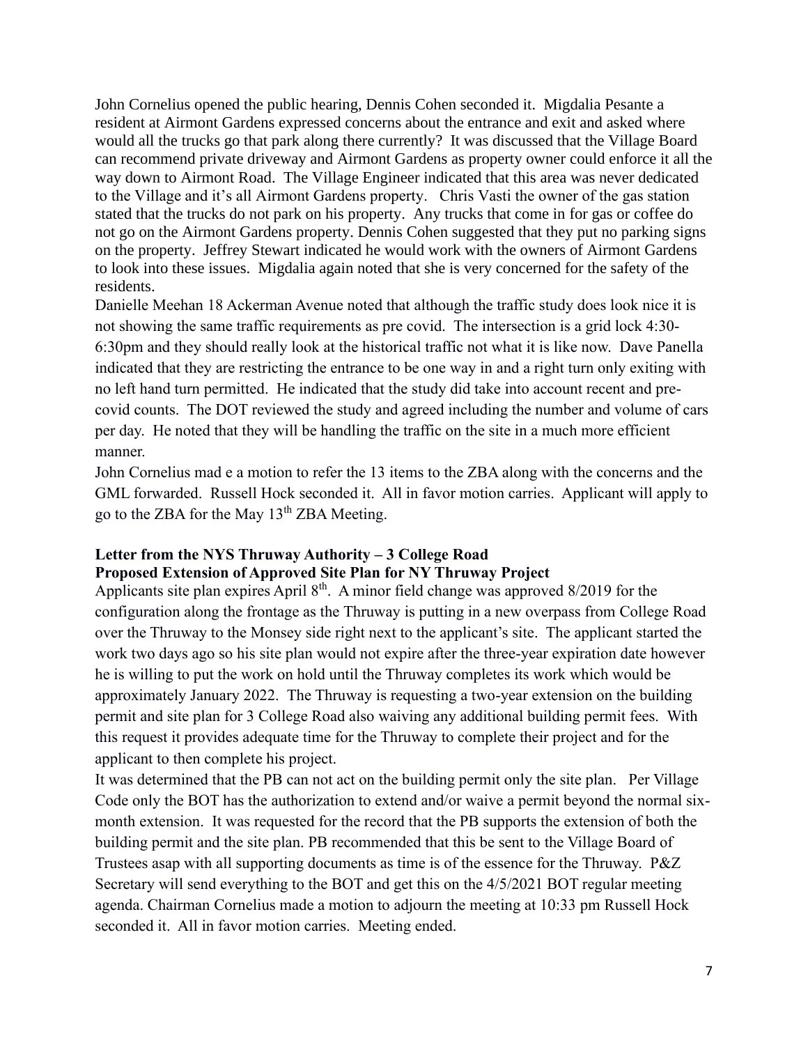John Cornelius opened the public hearing, Dennis Cohen seconded it. Migdalia Pesante a resident at Airmont Gardens expressed concerns about the entrance and exit and asked where would all the trucks go that park along there currently? It was discussed that the Village Board can recommend private driveway and Airmont Gardens as property owner could enforce it all the way down to Airmont Road. The Village Engineer indicated that this area was never dedicated to the Village and it's all Airmont Gardens property. Chris Vasti the owner of the gas station stated that the trucks do not park on his property. Any trucks that come in for gas or coffee do not go on the Airmont Gardens property. Dennis Cohen suggested that they put no parking signs on the property. Jeffrey Stewart indicated he would work with the owners of Airmont Gardens to look into these issues. Migdalia again noted that she is very concerned for the safety of the residents.

Danielle Meehan 18 Ackerman Avenue noted that although the traffic study does look nice it is not showing the same traffic requirements as pre covid. The intersection is a grid lock 4:30-6:30pm and they should really look at the historical traffic not what it is like now. Dave Panella indicated that they are restricting the entrance to be one way in and a right turn only exiting with no left hand turn permitted. He indicated that the study did take into account recent and pre-covid counts. The DOT reviewed the study and agreed including the number and volume of cars per day. He noted that they will be handling the traffic on the site in a much more efficient manner.

John Cornelius mad e a motion to refer the 13 items to the ZBA along with the concerns and the GML forwarded. Russell Hock seconded it. All in favor motion carries. Applicant will apply to go to the ZBA for the May 13th ZBA Meeting.

**Letter from the NYS Thruway Authority – 3 College Road**
**Proposed Extension of Approved Site Plan for NY Thruway Project**

Applicants site plan expires April 8th. A minor field change was approved 8/2019 for the configuration along the frontage as the Thruway is putting in a new overpass from College Road over the Thruway to the Monsey side right next to the applicant's site. The applicant started the work two days ago so his site plan would not expire after the three-year expiration date however he is willing to put the work on hold until the Thruway completes its work which would be approximately January 2022. The Thruway is requesting a two-year extension on the building permit and site plan for 3 College Road also waiving any additional building permit fees. With this request it provides adequate time for the Thruway to complete their project and for the applicant to then complete his project.

It was determined that the PB can not act on the building permit only the site plan. Per Village Code only the BOT has the authorization to extend and/or waive a permit beyond the normal six-month extension. It was requested for the record that the PB supports the extension of both the building permit and the site plan. PB recommended that this be sent to the Village Board of Trustees asap with all supporting documents as time is of the essence for the Thruway. P&Z Secretary will send everything to the BOT and get this on the 4/5/2021 BOT regular meeting agenda. Chairman Cornelius made a motion to adjourn the meeting at 10:33 pm Russell Hock seconded it. All in favor motion carries. Meeting ended.